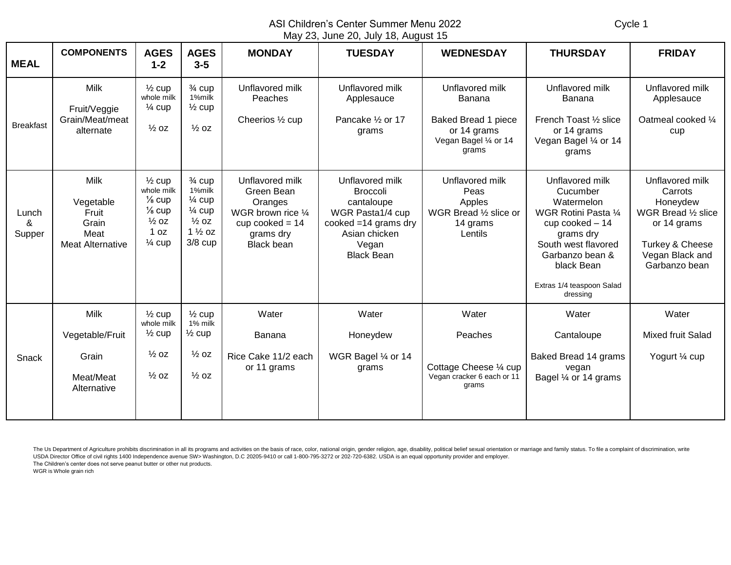# ASI Children's Center Summer Menu 2022

May 23, June 20, July 18, August 15

Cycle 1

| MEAL | COMPONENTS | AGES 1-2 | AGES 3-5 | MONDAY | TUESDAY | WEDNESDAY | THURSDAY | FRIDAY |
|---|---|---|---|---|---|---|---|---|
| Breakfast | Milk<br>Fruit/Veggie<br>Grain/Meat/meat alternate | ½ cup whole milk<br>¼ cup<br>½ oz | ¾ cup 1%milk<br>½ cup<br>½ oz | Unflavored milk<br>Peaches<br>Cheerios ½ cup | Unflavored milk<br>Applesauce<br>Pancake ½ or 17 grams | Unflavored milk<br>Banana<br>Baked Bread 1 piece or 14 grams<br>Vegan Bagel ¼ or 14 grams | Unflavored milk<br>Banana<br>French Toast ½ slice or 14 grams<br>Vegan Bagel ¼ or 14 grams | Unflavored milk<br>Applesauce<br>Oatmeal cooked ¼ cup |
| Lunch & Supper | Milk<br>Vegetable<br>Fruit<br>Grain<br>Meat<br>Meat Alternative | ½ cup whole milk<br>⅛ cup<br>⅛ cup<br>½ oz<br>1 oz<br>¼ cup | ¾ cup 1%milk<br>¼ cup<br>¼ cup<br>½ oz<br>1 ½ oz<br>3/8 cup | Unflavored milk<br>Green Bean<br>Oranges<br>WGR brown rice ¼ cup cooked = 14 grams dry<br>Black bean | Unflavored milk<br>Broccoli<br>cantaloupe<br>WGR Pasta1/4 cup cooked =14 grams dry<br>Asian chicken<br>Vegan<br>Black Bean | Unflavored milk<br>Peas<br>Apples<br>WGR Bread ½ slice or 14 grams<br>Lentils | Unflavored milk<br>Cucumber<br>Watermelon<br>WGR Rotini Pasta ¼ cup cooked – 14 grams dry<br>South west flavored Garbanzo bean & black Bean<br>Extras 1/4 teaspoon Salad dressing | Unflavored milk<br>Carrots<br>Honeydew<br>WGR Bread ½ slice or 14 grams<br>Turkey & Cheese<br>Vegan Black and Garbanzo bean |
| Snack | Milk<br>Vegetable/Fruit<br>Grain<br>Meat/Meat Alternative | ½ cup whole milk<br>½ cup<br>½ oz<br>½ oz | ½ cup 1% milk<br>½ cup<br>½ oz<br>½ oz | Water<br>Banana<br>Rice Cake 11/2 each or 11 grams | Water<br>Honeydew<br>WGR Bagel ¼ or 14 grams | Water<br>Peaches<br>Cottage Cheese ¼ cup<br>Vegan cracker 6 each or 11 grams | Water<br>Cantaloupe<br>Baked Bread 14 grams vegan<br>Bagel ¼ or 14 grams | Water<br>Mixed fruit Salad<br>Yogurt ¼ cup |

The Us Department of Agriculture prohibits discrimination in all its programs and activities on the basis of race, color, national origin, gender religion, age, disability, political belief sexual orientation or marriage and family status. To file a complaint of discrimination, write USDA Director Office of civil rights 1400 Independence avenue SW> Washington, D.C 20205-9410 or call 1-800-795-3272 or 202-720-6382. USDA is an equal opportunity provider and employer.

The Children's center does not serve peanut butter or other nut products.

WGR is Whole grain rich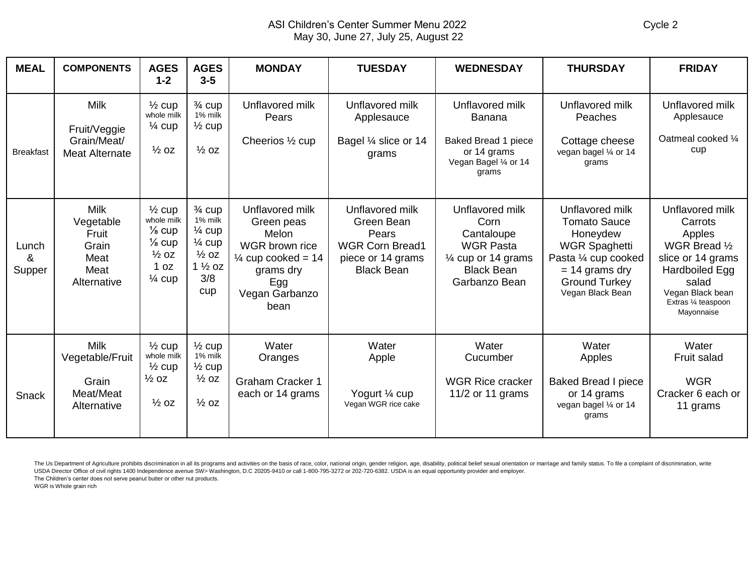ASI Children's Center Summer Menu 2022

May 30, June 27, July 25, August 22

Cycle 2

| MEAL | COMPONENTS | AGES 1-2 | AGES 3-5 | MONDAY | TUESDAY | WEDNESDAY | THURSDAY | FRIDAY |
|---|---|---|---|---|---|---|---|---|
| Breakfast | Milk<br>Fruit/Veggie<br>Grain/Meat/ Meat Alternate | ½ cup whole milk<br>¼ cup<br>½ oz | ¾ cup 1% milk<br>½ cup<br>½ oz | Unflavored milk<br>Pears<br>Cheerios ½ cup | Unflavored milk<br>Applesauce<br>Bagel ¼ slice or 14 grams | Unflavored milk<br>Banana<br>Baked Bread 1 piece or 14 grams<br>Vegan Bagel ¼ or 14 grams | Unflavored milk<br>Peaches<br>Cottage cheese<br>vegan bagel ¼ or 14 grams | Unflavored milk<br>Applesauce<br>Oatmeal cooked ¼ cup |
| Lunch & Supper | Milk<br>Vegetable<br>Fruit<br>Grain<br>Meat<br>Meat Alternative | ½ cup whole milk<br>⅛ cup<br>⅛ cup<br>½ oz<br>1 oz<br>¼ cup | ¾ cup 1% milk<br>¼ cup<br>¼ cup<br>½ oz<br>1 ½ oz<br>3/8 cup | Unflavored milk<br>Green peas<br>Melon<br>WGR brown rice ¼ cup cooked = 14 grams dry<br>Egg<br>Vegan Garbanzo bean | Unflavored milk<br>Green Bean<br>Pears<br>WGR Corn Bread1 piece or 14 grams<br>Black Bean | Unflavored milk<br>Corn<br>Cantaloupe<br>WGR Pasta ¼ cup or 14 grams<br>Black Bean<br>Garbanzo Bean | Unflavored milk<br>Tomato Sauce<br>Honeydew<br>WGR Spaghetti Pasta ¼ cup cooked = 14 grams dry<br>Ground Turkey<br>Vegan Black Bean | Unflavored milk<br>Carrots<br>Apples<br>WGR Bread ½ slice or 14 grams<br>Hardboiled Egg salad<br>Vegan Black bean<br>Extras ¼ teaspoon Mayonnaise |
| Snack | Milk<br>Vegetable/Fruit<br>Grain<br>Meat/Meat Alternative | ½ cup whole milk<br>½ cup<br>½ oz<br>½ oz | ½ cup 1% milk<br>½ cup<br>½ oz<br>½ oz | Water<br>Oranges<br>Graham Cracker 1 each or 14 grams | Water<br>Apple<br>Yogurt ¼ cup<br>Vegan WGR rice cake | Water<br>Cucumber<br>WGR Rice cracker 11/2 or 11 grams | Water<br>Apples<br>Baked Bread I piece or 14 grams<br>vegan bagel ¼ or 14 grams | Water<br>Fruit salad<br>WGR Cracker 6 each or 11 grams |

The Us Department of Agriculture prohibits discrimination in all its programs and activities on the basis of race, color, national origin, gender religion, age, disability, political belief sexual orientation or marriage and family status. To file a complaint of discrimination, write USDA Director Office of civil rights 1400 Independence avenue SW> Washington, D.C 20205-9410 or call 1-800-795-3272 or 202-720-6382. USDA is an equal opportunity provider and employer.

The Children's center does not serve peanut butter or other nut products.

WGR is Whole grain rich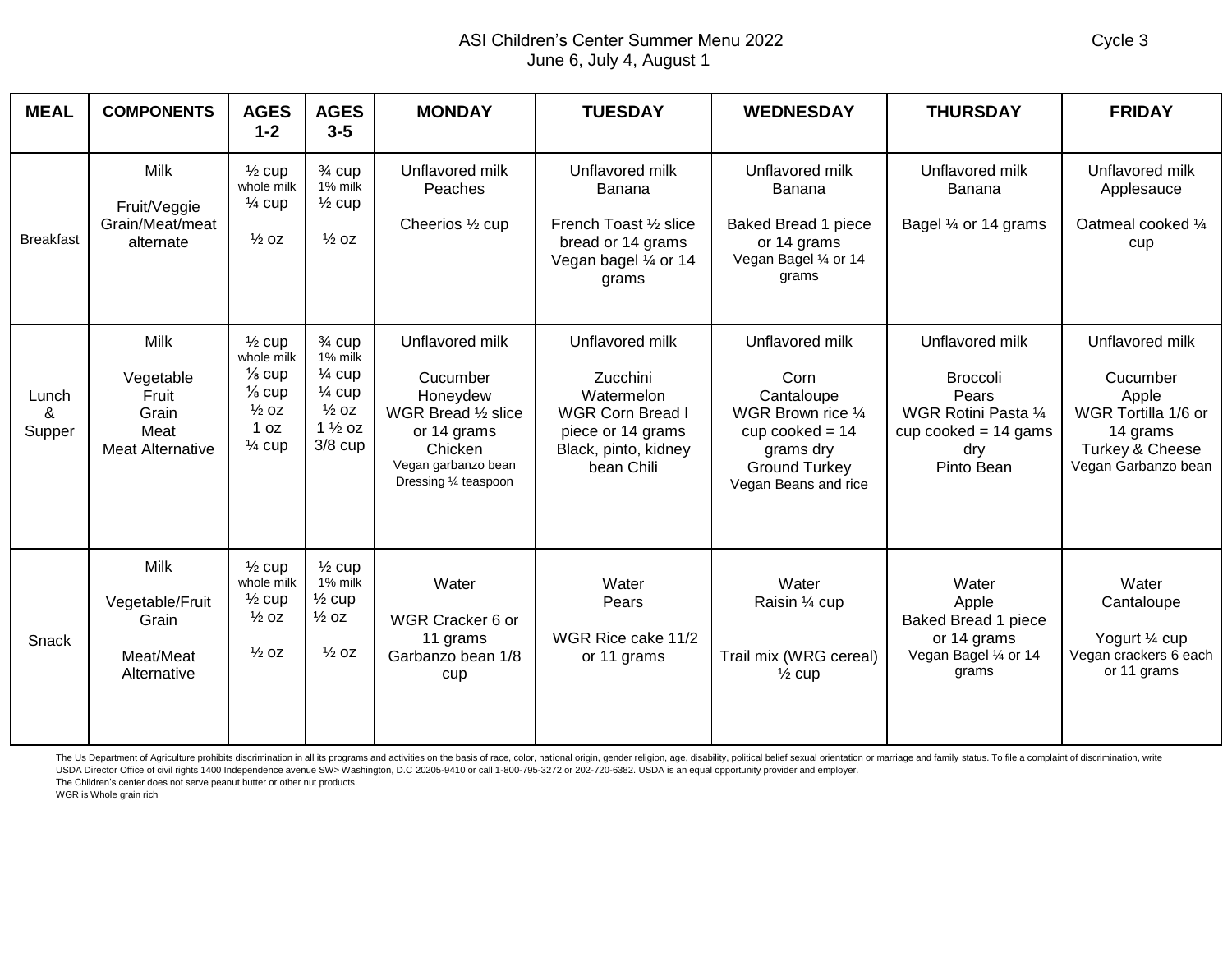ASI Children's Center Summer Menu 2022

June 6, July 4, August 1

Cycle 3

| MEAL | COMPONENTS | AGES 1-2 | AGES 3-5 | MONDAY | TUESDAY | WEDNESDAY | THURSDAY | FRIDAY |
|---|---|---|---|---|---|---|---|---|
| Breakfast | Milk<br>Fruit/Veggie<br>Grain/Meat/meat alternate | ½ cup whole milk<br>¼ cup<br>½ oz | ¾ cup 1% milk<br>½ cup<br>½ oz | Unflavored milk<br>Peaches<br>Cheerios ½ cup | Unflavored milk<br>Banana<br>French Toast ½ slice bread or 14 grams<br>Vegan bagel ¼ or 14 grams | Unflavored milk<br>Banana<br>Baked Bread 1 piece or 14 grams<br>Vegan Bagel ¼ or 14 grams | Unflavored milk<br>Banana<br>Bagel ¼ or 14 grams | Unflavored milk<br>Applesauce<br>Oatmeal cooked ¼ cup |
| Lunch & Supper | Milk<br>Vegetable<br>Fruit<br>Grain<br>Meat<br>Meat Alternative | ½ cup whole milk<br>⅛ cup<br>⅛ cup<br>½ oz<br>1 oz<br>¼ cup | ¾ cup 1% milk<br>¼ cup<br>¼ cup<br>½ oz<br>1 ½ oz<br>3/8 cup | Unflavored milk<br>Cucumber<br>Honeydew<br>WGR Bread ½ slice or 14 grams<br>Chicken<br>Vegan garbanzo bean<br>Dressing ¼ teaspoon | Unflavored milk<br>Zucchini<br>Watermelon<br>WGR Corn Bread I piece or 14 grams<br>Black, pinto, kidney bean Chili | Unflavored milk<br>Corn<br>Cantaloupe<br>WGR Brown rice ¼ cup cooked = 14 grams dry<br>Ground Turkey<br>Vegan Beans and rice | Unflavored milk<br>Broccoli<br>Pears<br>WGR Rotini Pasta ¼ cup cooked = 14 gams dry<br>Pinto Bean | Unflavored milk<br>Cucumber<br>Apple<br>WGR Tortilla 1/6 or 14 grams<br>Turkey & Cheese<br>Vegan Garbanzo bean |
| Snack | Milk<br>Vegetable/Fruit<br>Grain<br>Meat/Meat Alternative | ½ cup whole milk<br>½ cup<br>½ oz<br>½ oz | ½ cup 1% milk<br>½ cup<br>½ oz<br>½ oz | Water<br>WGR Cracker 6 or 11 grams<br>Garbanzo bean 1/8 cup | Water<br>Pears<br>WGR Rice cake 11/2 or 11 grams | Water<br>Raisin ¼ cup<br>Trail mix (WRG cereal) ½ cup | Water<br>Apple<br>Baked Bread 1 piece or 14 grams<br>Vegan Bagel ¼ or 14 grams | Water<br>Cantaloupe<br>Yogurt ¼ cup<br>Vegan crackers 6 each or 11 grams |

The Us Department of Agriculture prohibits discrimination in all its programs and activities on the basis of race, color, national origin, gender religion, age, disability, political belief sexual orientation or marriage and family status. To file a complaint of discrimination, write USDA Director Office of civil rights 1400 Independence avenue SW> Washington, D.C 20205-9410 or call 1-800-795-3272 or 202-720-6382. USDA is an equal opportunity provider and employer.

The Children's center does not serve peanut butter or other nut products.

WGR is Whole grain rich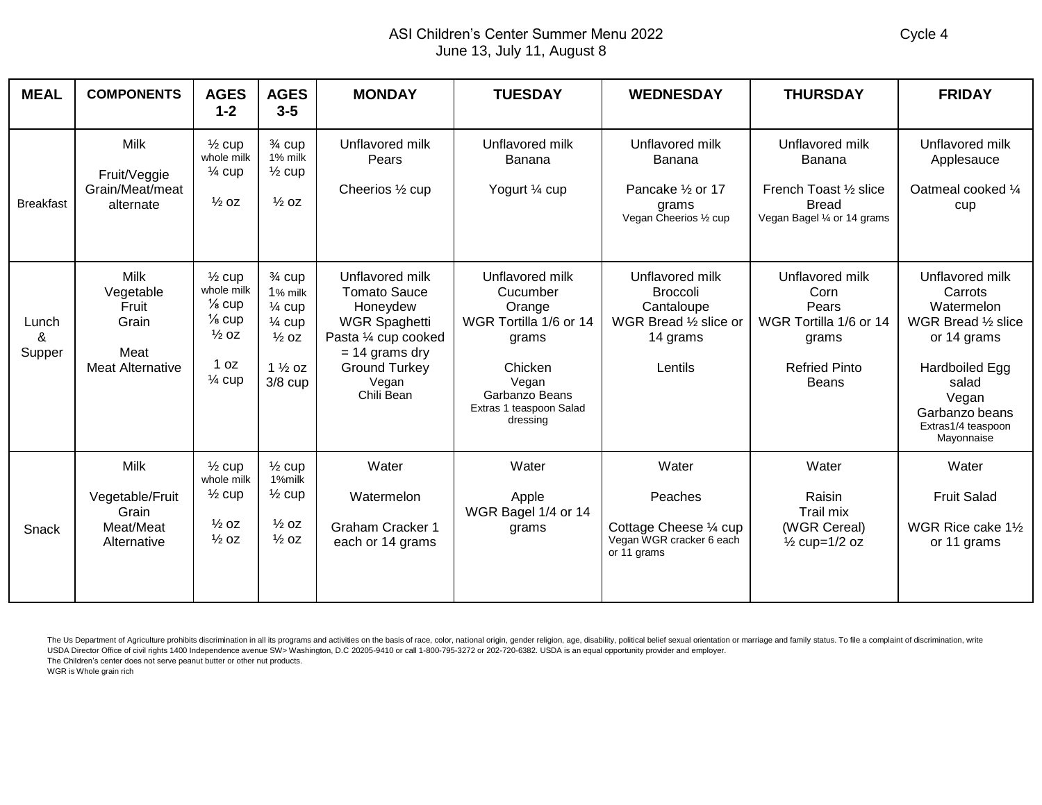ASI Children's Center Summer Menu 2022

June 13, July 11, August 8

Cycle 4

| MEAL | COMPONENTS | AGES 1-2 | AGES 3-5 | MONDAY | TUESDAY | WEDNESDAY | THURSDAY | FRIDAY |
|---|---|---|---|---|---|---|---|---|
| Breakfast | Milk<br>Fruit/Veggie<br>Grain/Meat/meat alternate | ½ cup whole milk<br>¼ cup<br>½ oz | ¾ cup 1% milk<br>½ cup<br>½ oz | Unflavored milk<br>Pears<br>Cheerios ½ cup | Unflavored milk<br>Banana<br>Yogurt ¼ cup | Unflavored milk<br>Banana<br>Pancake ½ or 17 grams<br>Vegan Cheerios ½ cup | Unflavored milk<br>Banana<br>French Toast ½ slice Bread<br>Vegan Bagel ¼ or 14 grams | Unflavored milk<br>Applesauce<br>Oatmeal cooked ¼ cup |
| Lunch & Supper | Milk<br>Vegetable<br>Fruit<br>Grain<br>Meat<br>Meat Alternative | ½ cup whole milk<br>⅛ cup<br>⅛ cup<br>½ oz<br>1 oz<br>¼ cup | ¾ cup 1% milk<br>¼ cup<br>¼ cup<br>½ oz<br>1 ½ oz<br>3/8 cup | Unflavored milk<br>Tomato Sauce<br>Honeydew<br>WGR Spaghetti Pasta ¼ cup cooked = 14 grams dry<br>Ground Turkey<br>Vegan<br>Chili Bean | Unflavored milk<br>Cucumber<br>Orange<br>WGR Tortilla 1/6 or 14 grams<br>Chicken<br>Vegan<br>Garbanzo Beans<br>Extras 1 teaspoon Salad dressing | Unflavored milk<br>Broccoli<br>Cantaloupe<br>WGR Bread ½ slice or 14 grams<br>Lentils | Unflavored milk<br>Corn<br>Pears<br>WGR Tortilla 1/6 or 14 grams<br>Refried Pinto Beans | Unflavored milk<br>Carrots<br>Watermelon<br>WGR Bread ½ slice or 14 grams<br>Hardboiled Egg salad<br>Vegan<br>Garbanzo beans<br>Extras1/4 teaspoon Mayonnaise |
| Snack | Milk<br>Vegetable/Fruit<br>Grain<br>Meat/Meat Alternative | ½ cup whole milk<br>½ cup<br>½ oz<br>½ oz | ½ cup 1%milk<br>½ cup<br>½ oz<br>½ oz | Water<br>Watermelon<br>Graham Cracker 1 each or 14 grams | Water<br>Apple<br>WGR Bagel 1/4 or 14 grams | Water<br>Peaches<br>Cottage Cheese ¼ cup<br>Vegan WGR cracker 6 each or 11 grams | Water<br>Raisin<br>Trail mix<br>(WGR Cereal)<br>½ cup=1/2 oz | Water<br>Fruit Salad<br>WGR Rice cake 1½ or 11 grams |

The Us Department of Agriculture prohibits discrimination in all its programs and activities on the basis of race, color, national origin, gender religion, age, disability, political belief sexual orientation or marriage and family status. To file a complaint of discrimination, write USDA Director Office of civil rights 1400 Independence avenue SW> Washington, D.C 20205-9410 or call 1-800-795-3272 or 202-720-6382. USDA is an equal opportunity provider and employer.

The Children's center does not serve peanut butter or other nut products.

WGR is Whole grain rich